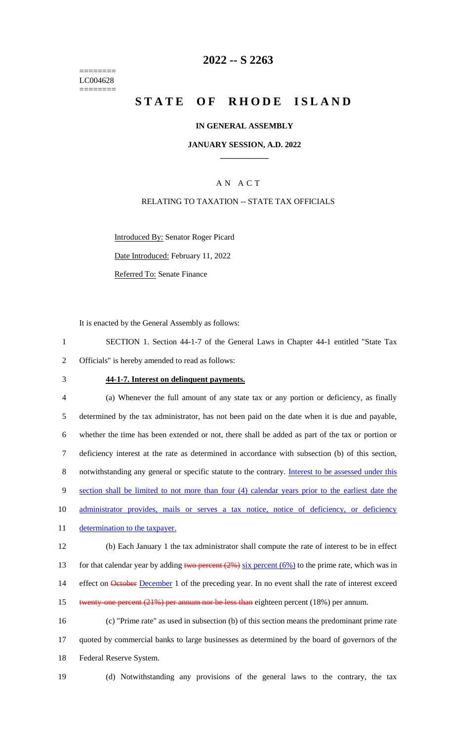======== LC004628 ========

# 2022 -- S 2263

# STATE OF RHODE ISLAND

## IN GENERAL ASSEMBLY

### JANUARY SESSION, A.D. 2022

### A N A C T

RELATING TO TAXATION -- STATE TAX OFFICIALS

Introduced By: Senator Roger Picard

Date Introduced: February 11, 2022

Referred To: Senate Finance

It is enacted by the General Assembly as follows:

1 SECTION 1. Section 44-1-7 of the General Laws in Chapter 44-1 entitled "State Tax
2 Officials" is hereby amended to read as follows:

3 **44-1-7. Interest on delinquent payments.**

4 (a) Whenever the full amount of any state tax or any portion or deficiency, as finally
5 determined by the tax administrator, has not been paid on the date when it is due and payable,
6 whether the time has been extended or not, there shall be added as part of the tax or portion or
7 deficiency interest at the rate as determined in accordance with subsection (b) of this section,
8 notwithstanding any general or specific statute to the contrary. Interest to be assessed under this
9 section shall be limited to not more than four (4) calendar years prior to the earliest date the
10 administrator provides, mails or serves a tax notice, notice of deficiency, or deficiency
11 determination to the taxpayer.

12 (b) Each January 1 the tax administrator shall compute the rate of interest to be in effect
13 for that calendar year by adding ~~two percent (2%)~~ six percent (6%) to the prime rate, which was in
14 effect on ~~October~~ December 1 of the preceding year. In no event shall the rate of interest exceed
15 ~~twenty-one percent (21%) per annum nor be less than~~ eighteen percent (18%) per annum.

16 (c) "Prime rate" as used in subsection (b) of this section means the predominant prime rate
17 quoted by commercial banks to large businesses as determined by the board of governors of the
18 Federal Reserve System.

19 (d) Notwithstanding any provisions of the general laws to the contrary, the tax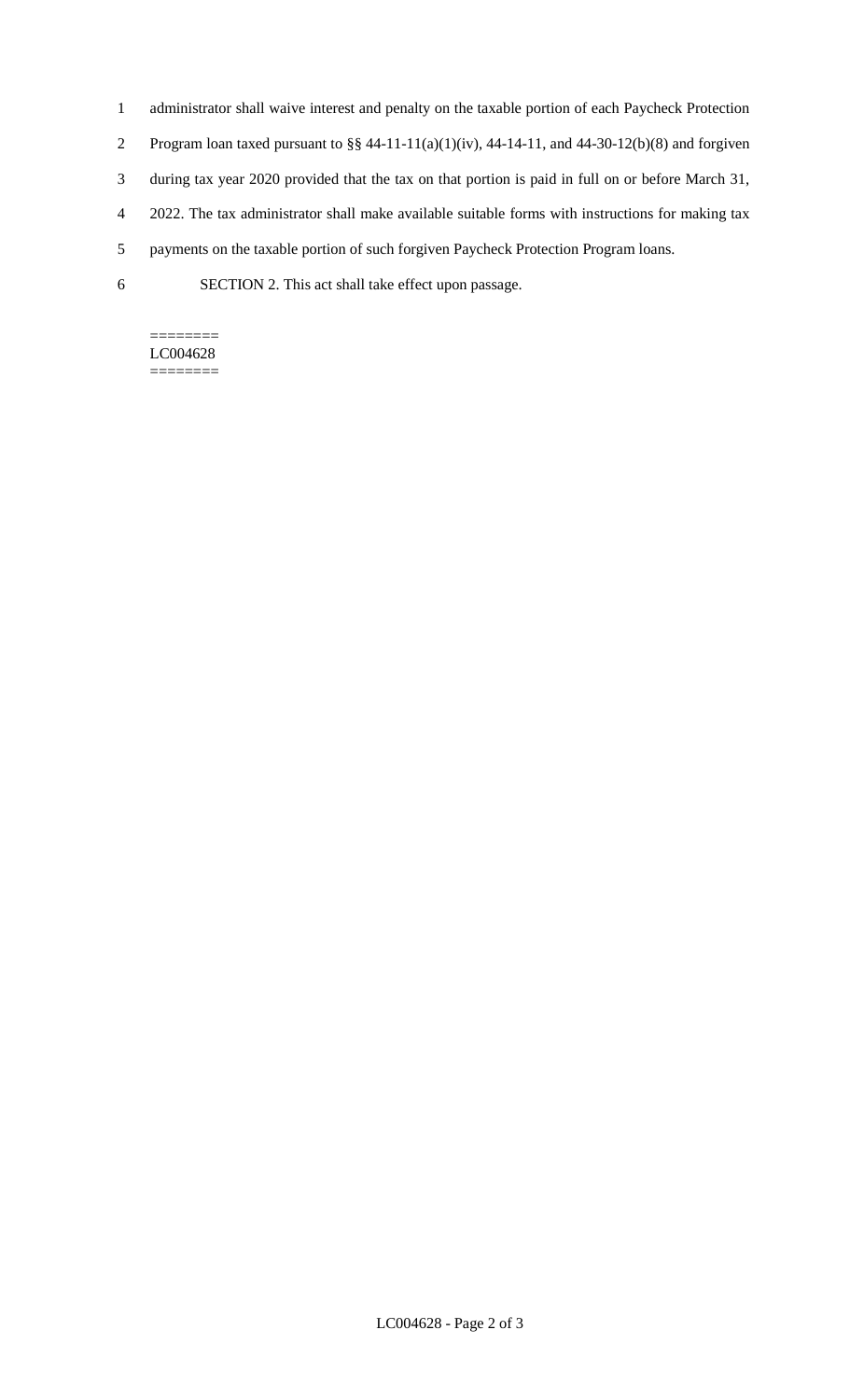administrator shall waive interest and penalty on the taxable portion of each Paycheck Protection Program loan taxed pursuant to §§ 44-11-11(a)(1)(iv), 44-14-11, and 44-30-12(b)(8) and forgiven during tax year 2020 provided that the tax on that portion is paid in full on or before March 31, 2022. The tax administrator shall make available suitable forms with instructions for making tax payments on the taxable portion of such forgiven Paycheck Protection Program loans.

SECTION 2. This act shall take effect upon passage.

========
LC004628
========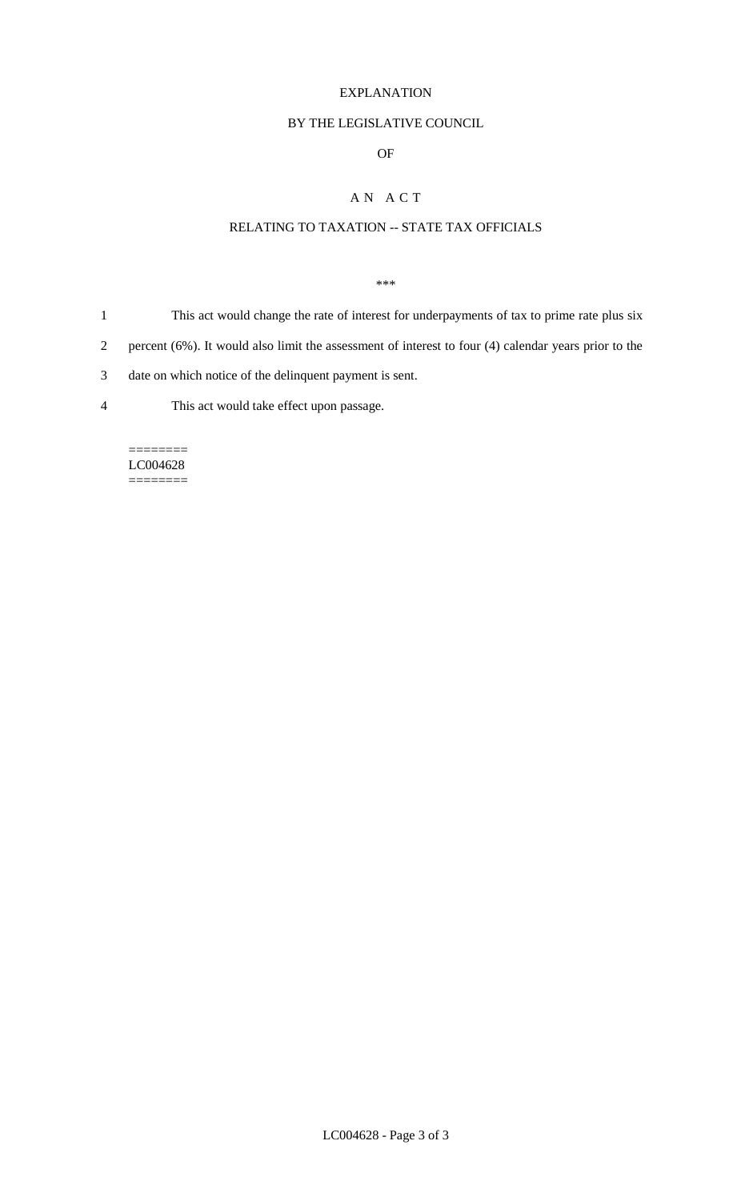EXPLANATION

BY THE LEGISLATIVE COUNCIL

OF

A N A C T

RELATING TO TAXATION -- STATE TAX OFFICIALS

***

1 This act would change the rate of interest for underpayments of tax to prime rate plus six
2 percent (6%). It would also limit the assessment of interest to four (4) calendar years prior to the
3 date on which notice of the delinquent payment is sent.
4 This act would take effect upon passage.

========
LC004628
========